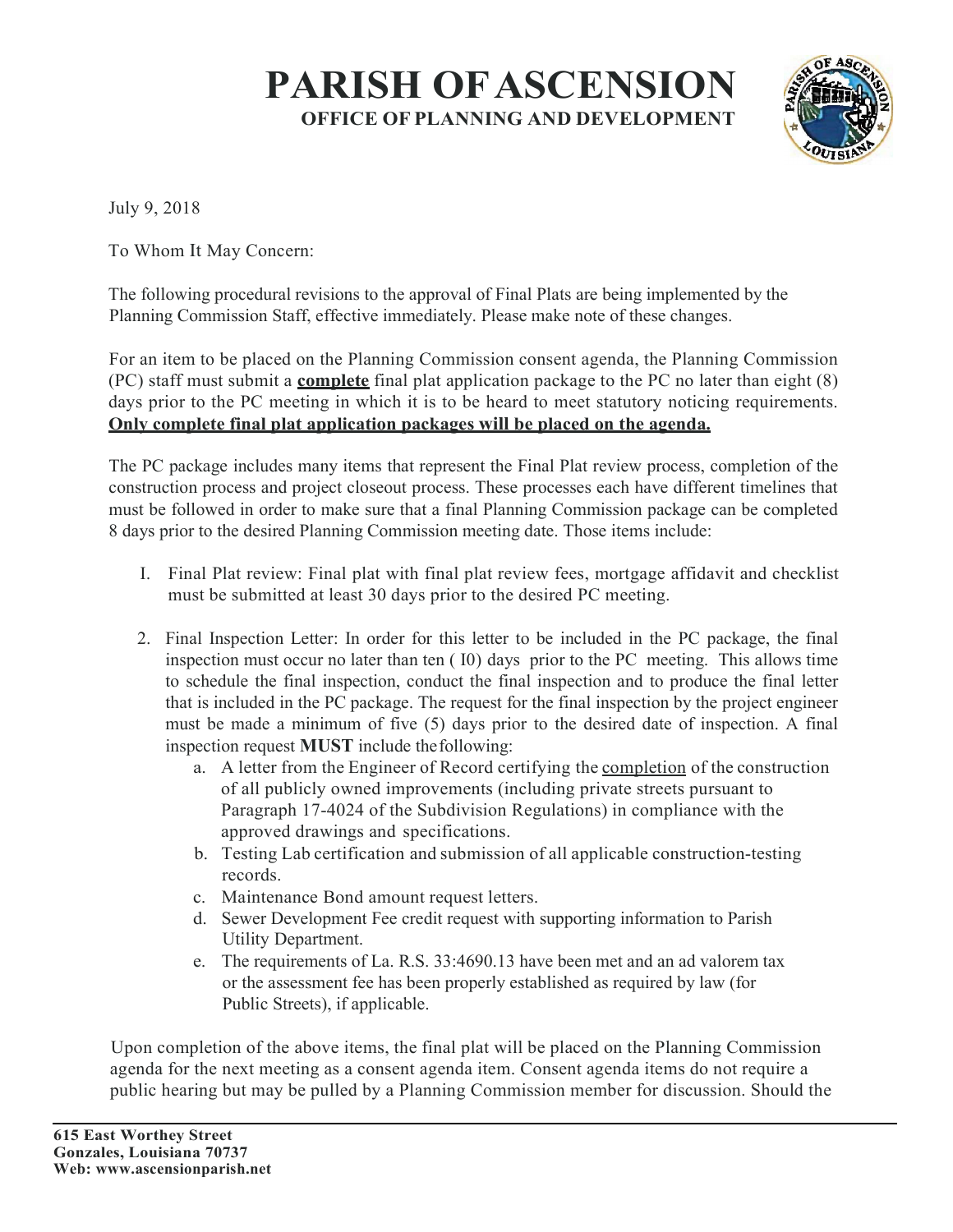# PARISH OF ASCENSION

## OFFICE OF PLANNING AND DEVELOPMENT

July 9, 2018

To Whom It May Concern:

The following procedural revisions to the approval of Final Plats are being implemented by the Planning Commission Staff, effective immediately. Please make note of these changes.

For an item to be placed on the Planning Commission consent agenda, the Planning Commission (PC) staff must submit a **complete** final plat application package to the PC no later than eight (8) days prior to the PC meeting in which it is to be heard to meet statutory noticing requirements. **Only complete final plat application packages will be placed on the agenda.**

The PC package includes many items that represent the Final Plat review process, completion of the construction process and project closeout process. These processes each have different timelines that must be followed in order to make sure that a final Planning Commission package can be completed 8 days prior to the desired Planning Commission meeting date. Those items include:

I. Final Plat review: Final plat with final plat review fees, mortgage affidavit and checklist must be submitted at least 30 days prior to the desired PC meeting.

2. Final Inspection Letter: In order for this letter to be included in the PC package, the final inspection must occur no later than ten ( I0) days prior to the PC meeting. This allows time to schedule the final inspection, conduct the final inspection and to produce the final letter that is included in the PC package. The request for the final inspection by the project engineer must be made a minimum of five (5) days prior to the desired date of inspection. A final inspection request **MUST** include the following:
   a. A letter from the Engineer of Record certifying the completion of the construction of all publicly owned improvements (including private streets pursuant to Paragraph 17-4024 of the Subdivision Regulations) in compliance with the approved drawings and specifications.
   b. Testing Lab certification and submission of all applicable construction-testing records.
   c. Maintenance Bond amount request letters.
   d. Sewer Development Fee credit request with supporting information to Parish Utility Department.
   e. The requirements of La. R.S. 33:4690.13 have been met and an ad valorem tax or the assessment fee has been properly established as required by law (for Public Streets), if applicable.

Upon completion of the above items, the final plat will be placed on the Planning Commission agenda for the next meeting as a consent agenda item. Consent agenda items do not require a public hearing but may be pulled by a Planning Commission member for discussion. Should the

615 East Worthey Street
Gonzales, Louisiana 70737
Web: www.ascensionparish.net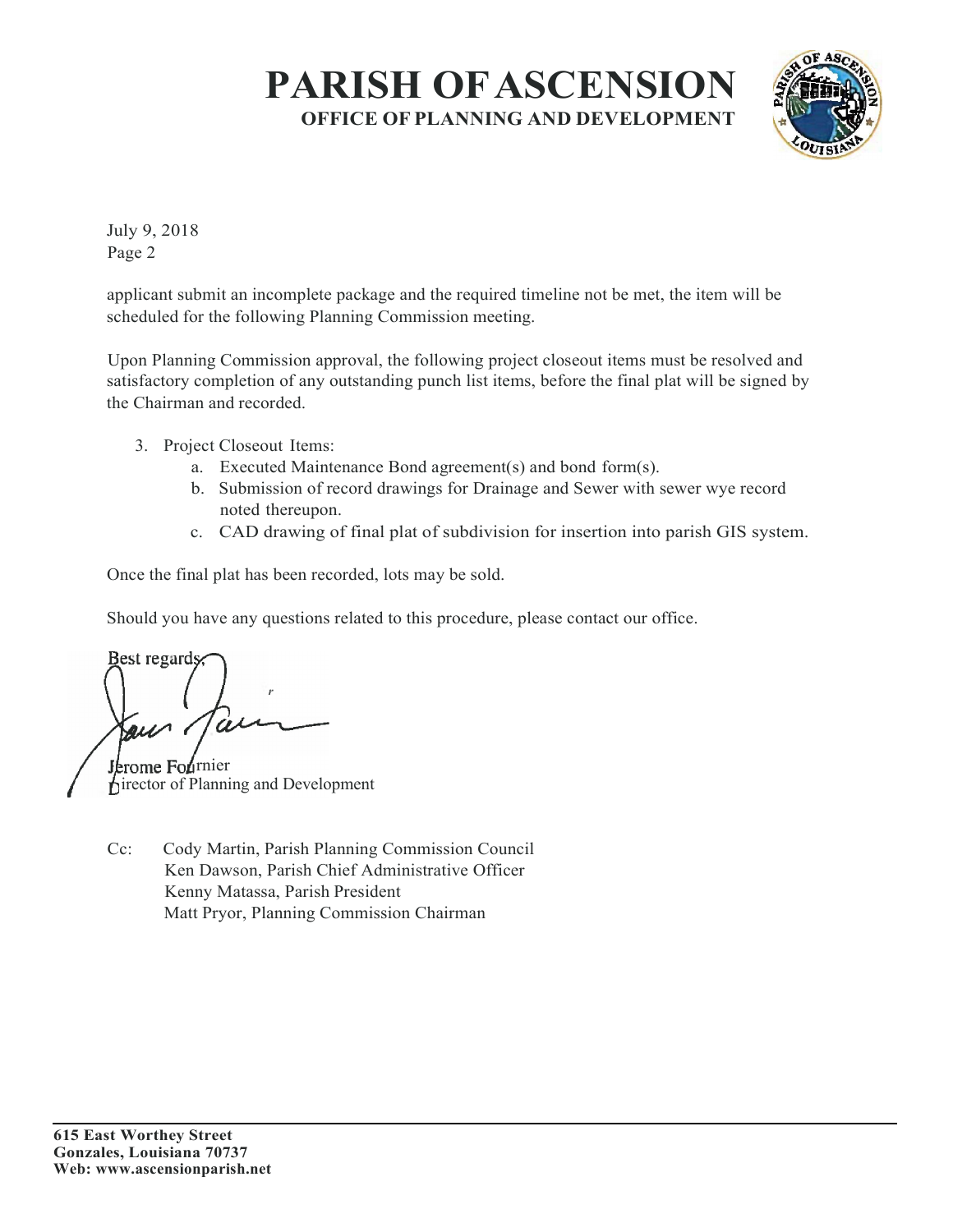# PARISH OF ASCENSION

**OFFICE OF PLANNING AND DEVELOPMENT**

July 9, 2018
Page 2

applicant submit an incomplete package and the required timeline not be met, the item will be scheduled for the following Planning Commission meeting.

Upon Planning Commission approval, the following project closeout items must be resolved and satisfactory completion of any outstanding punch list items, before the final plat will be signed by the Chairman and recorded.

3. Project Closeout Items:
   a. Executed Maintenance Bond agreement(s) and bond form(s).
   b. Submission of record drawings for Drainage and Sewer with sewer wye record noted thereupon.
   c. CAD drawing of final plat of subdivision for insertion into parish GIS system.

Once the final plat has been recorded, lots may be sold.

Should you have any questions related to this procedure, please contact our office.

Best regards,

Jerome Fournier
Director of Planning and Development

Cc: Cody Martin, Parish Planning Commission Council
Ken Dawson, Parish Chief Administrative Officer
Kenny Matassa, Parish President
Matt Pryor, Planning Commission Chairman

**615 East Worthey Street**
**Gonzales, Louisiana 70737**
**Web: www.ascensionparish.net**